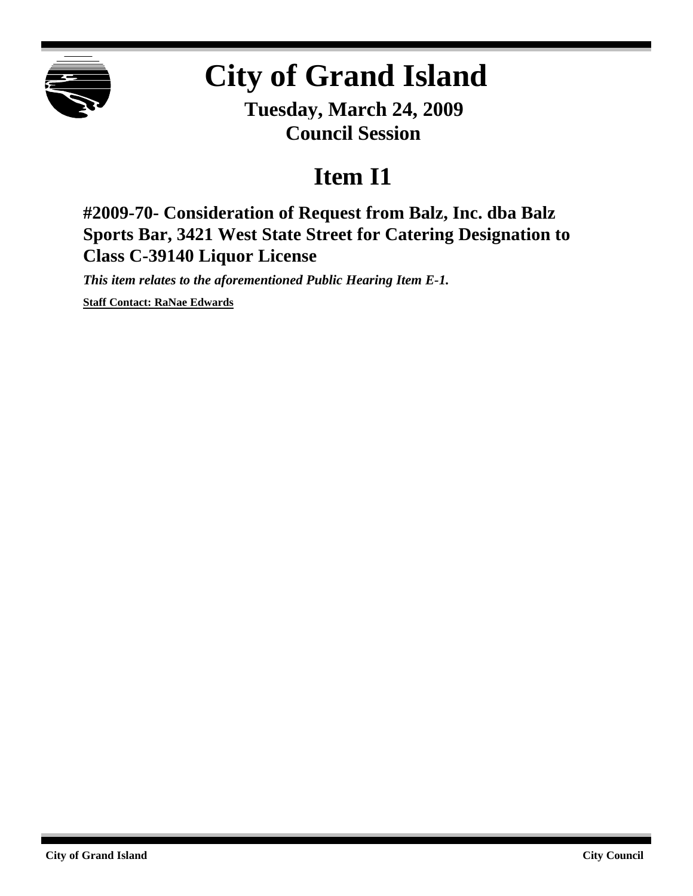# City of Grand Island

**Tuesday, March 24, 2009**
**Council Session**

## Item I1

### #2009-70- Consideration of Request from Balz, Inc. dba Balz Sports Bar, 3421 West State Street for Catering Designation to Class C-39140 Liquor License

***This item relates to the aforementioned Public Hearing Item E-1.***

**Staff Contact: RaNae Edwards**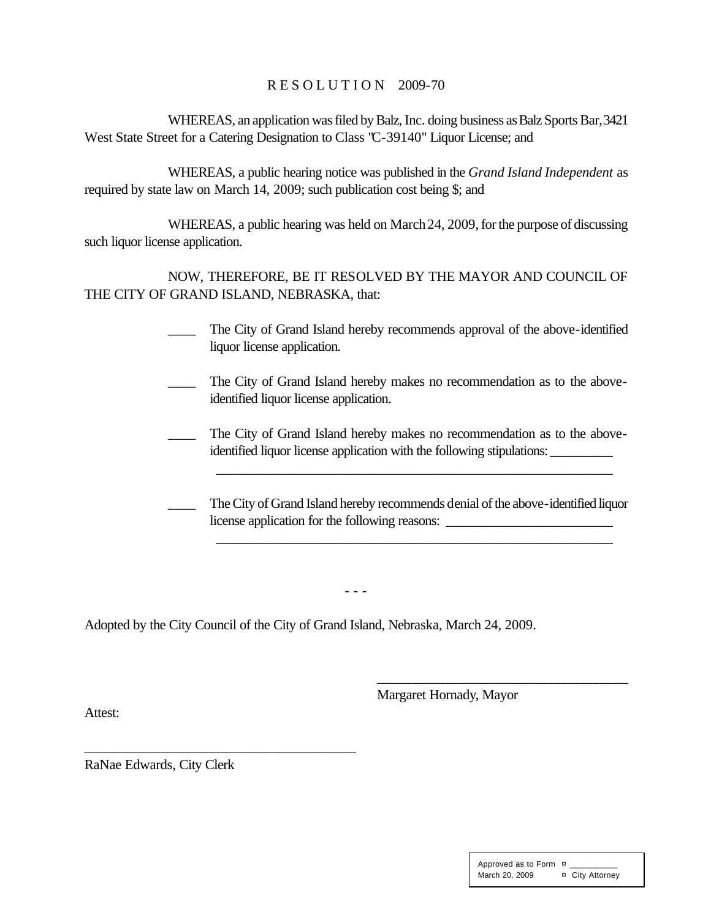# RESOLUTION 2009-70

WHEREAS, an application was filed by Balz, Inc. doing business as Balz Sports Bar, 3421 West State Street for a Catering Designation to Class "C-39140" Liquor License; and

WHEREAS, a public hearing notice was published in the *Grand Island Independent* as required by state law on March 14, 2009; such publication cost being $; and

WHEREAS, a public hearing was held on March 24, 2009, for the purpose of discussing such liquor license application.

NOW, THEREFORE, BE IT RESOLVED BY THE MAYOR AND COUNCIL OF THE CITY OF GRAND ISLAND, NEBRASKA, that:

____ The City of Grand Island hereby recommends approval of the above-identified liquor license application.

____ The City of Grand Island hereby makes no recommendation as to the above-identified liquor license application.

____ The City of Grand Island hereby makes no recommendation as to the above-identified liquor license application with the following stipulations: _________
____________________________________________________________

____ The City of Grand Island hereby recommends denial of the above-identified liquor license application for the following reasons: ________________________
____________________________________________________________

- - -

Adopted by the City Council of the City of Grand Island, Nebraska, March 24, 2009.

_____________________________________
Margaret Hornady, Mayor

Attest:

_____________________________________
RaNae Edwards, City Clerk

Approved as to Form ¤ __________
March 20, 2009 ¤ City Attorney